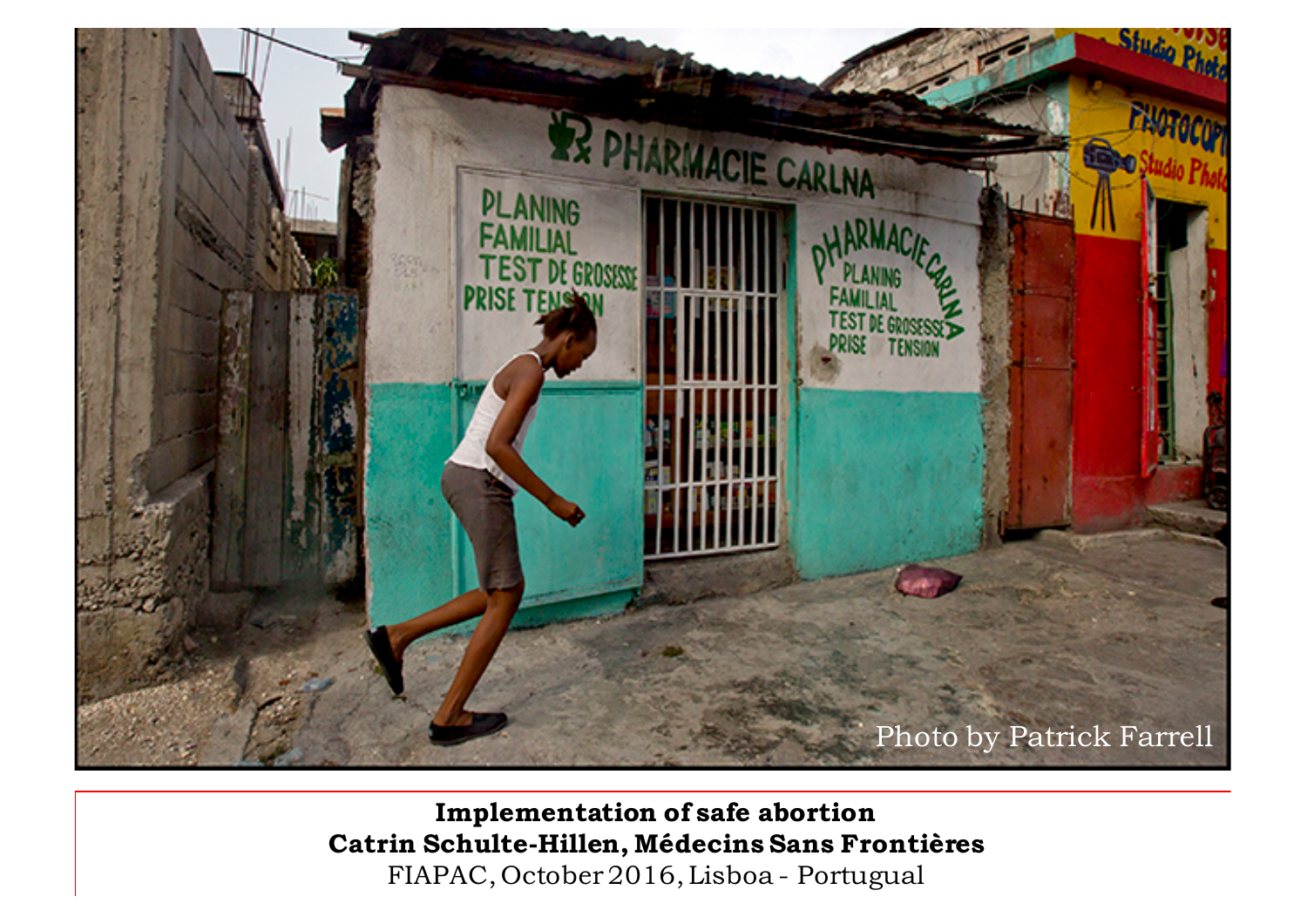Photo by Patrick Farrell

**Implementation of safe abortion**
**Catrin Schulte-Hillen, Médecins Sans Frontières**
FIAPAC, October 2016, Lisboa - Portugal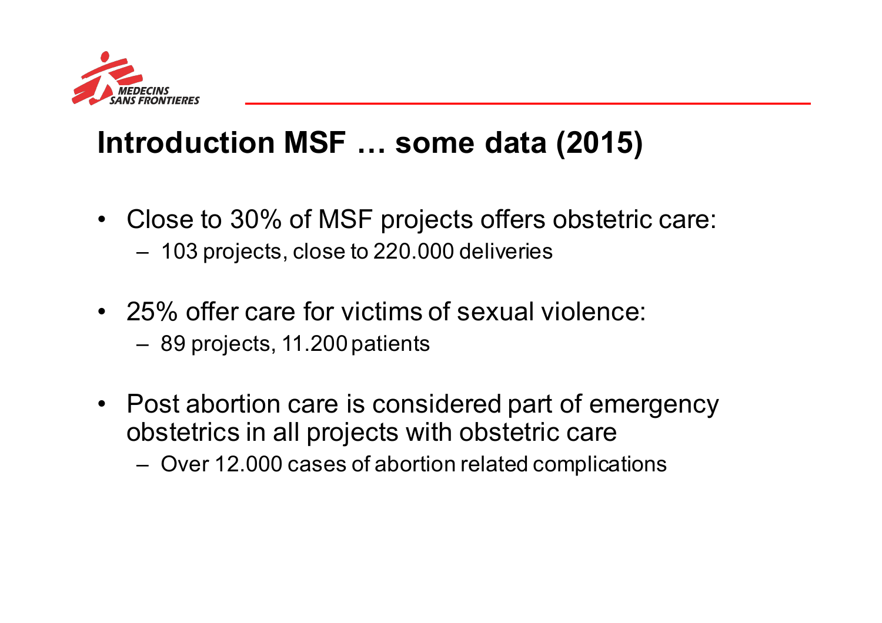# Introduction MSF … some data (2015)

- Close to 30% of MSF projects offers obstetric care:
  - 103 projects, close to 220.000 deliveries
- 25% offer care for victims of sexual violence:
  - 89 projects, 11.200 patients
- Post abortion care is considered part of emergency obstetrics in all projects with obstetric care
  - Over 12.000 cases of abortion related complications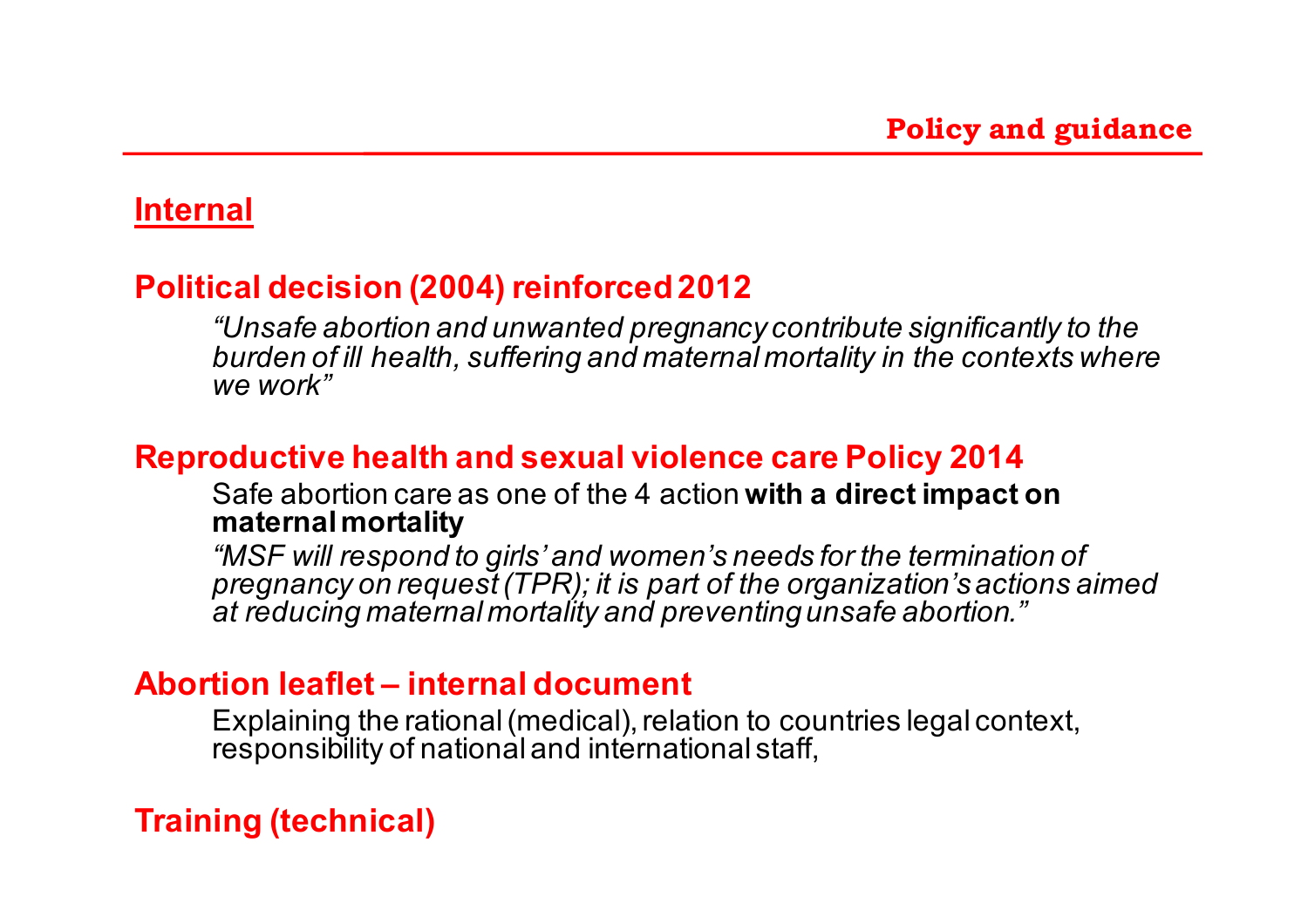## Policy and guidance

### Internal

### Political decision (2004) reinforced 2012

*"Unsafe abortion and unwanted pregnancy contribute significantly to the burden of ill health, suffering and maternal mortality in the contexts where we work"*

### Reproductive health and sexual violence care Policy 2014

Safe abortion care as one of the 4 action **with a direct impact on maternal mortality**

*"MSF will respond to girls' and women's needs for the termination of pregnancy on request (TPR); it is part of the organization's actions aimed at reducing maternal mortality and preventing unsafe abortion."*

### Abortion leaflet – internal document

Explaining the rational (medical), relation to countries legal context, responsibility of national and international staff,

### Training (technical)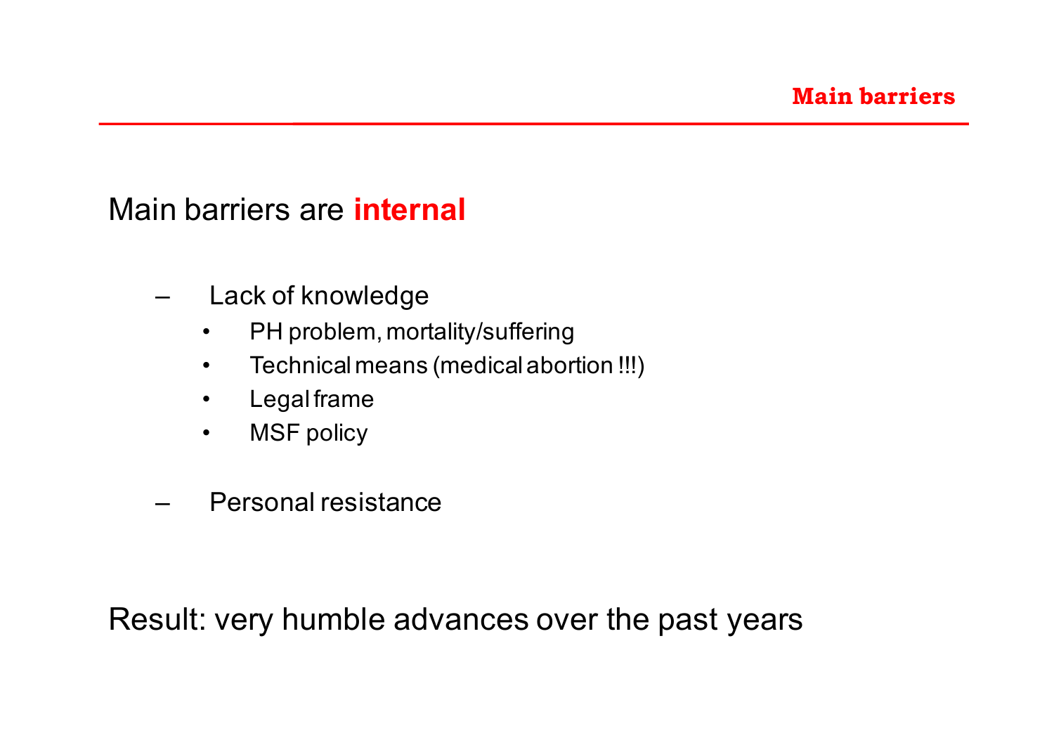## Main barriers

Main barriers are **internal**

- Lack of knowledge
  - PH problem, mortality/suffering
  - Technical means (medical abortion !!!)
  - Legal frame
  - MSF policy
- Personal resistance

Result: very humble advances over the past years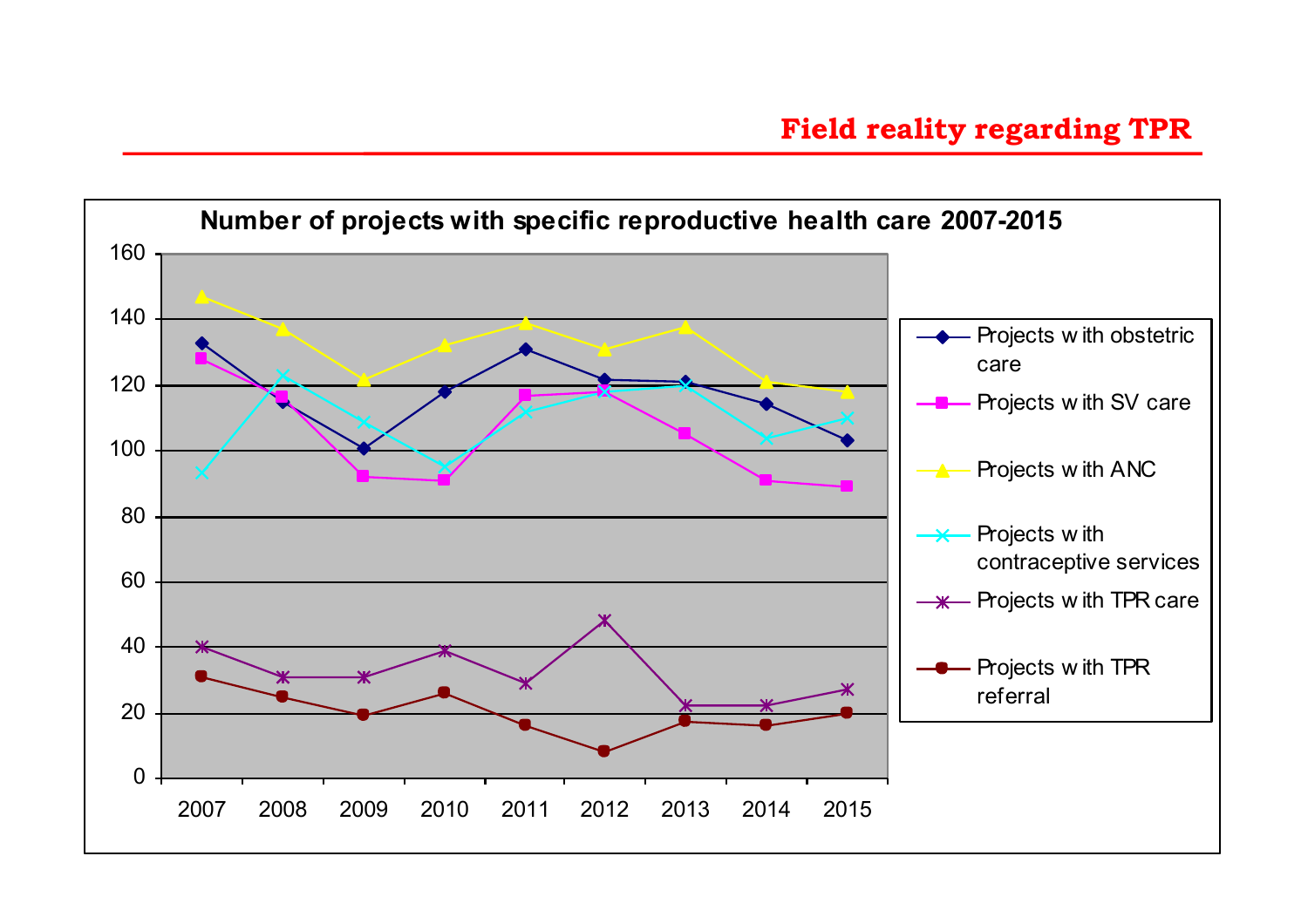## Field reality regarding TPR

**Number of projects with specific reproductive health care 2007-2015**

Legend:
- Projects with obstetric care
- Projects with SV care
- Projects with ANC
- Projects with contraceptive services
- Projects with TPR care
- Projects with TPR referral

Y-axis: 0, 20, 40, 60, 80, 100, 120, 140, 160

X-axis: 2007, 2008, 2009, 2010, 2011, 2012, 2013, 2014, 2015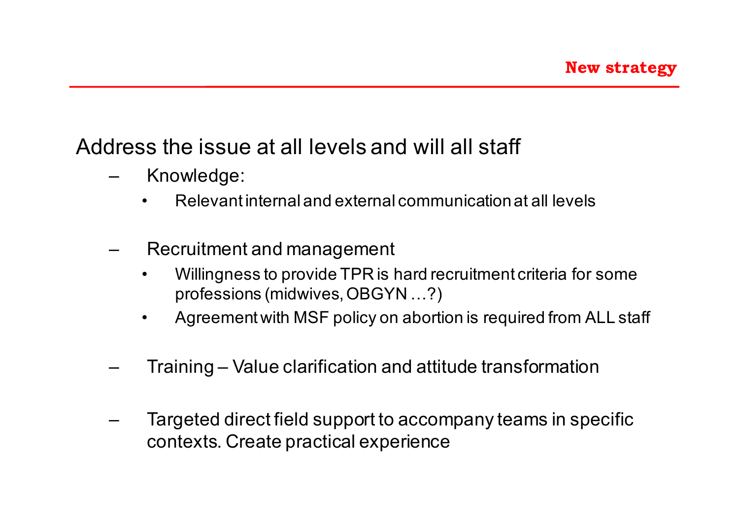## New strategy

Address the issue at all levels and will all staff

- Knowledge:
  - Relevant internal and external communication at all levels
- Recruitment and management
  - Willingness to provide TPR is hard recruitment criteria for some professions (midwives, OBGYN …?)
  - Agreement with MSF policy on abortion is required from ALL staff
- Training – Value clarification and attitude transformation
- Targeted direct field support to accompany teams in specific contexts. Create practical experience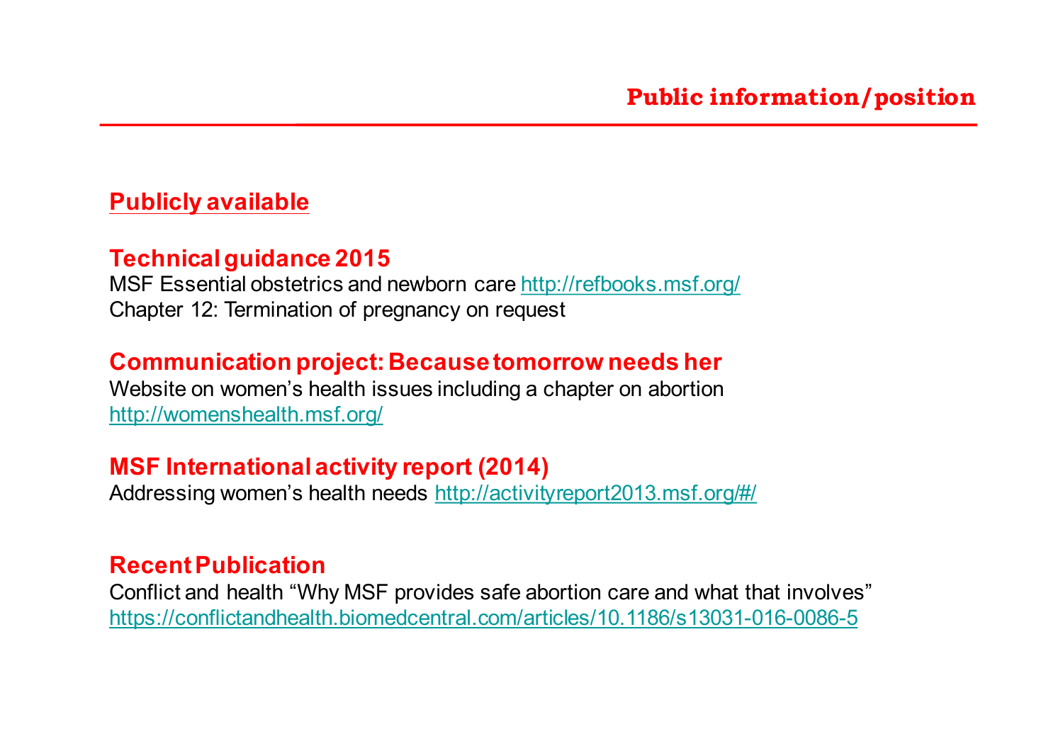## Public information/position

### Publicly available

**Technical guidance 2015**

MSF Essential obstetrics and newborn care http://refbooks.msf.org/
Chapter 12: Termination of pregnancy on request

**Communication project: Because tomorrow needs her**

Website on women's health issues including a chapter on abortion
http://womenshealth.msf.org/

**MSF International activity report (2014)**

Addressing women's health needs http://activityreport2013.msf.org/#/

**Recent Publication**

Conflict and health "Why MSF provides safe abortion care and what that involves"
https://conflictandhealth.biomedcentral.com/articles/10.1186/s13031-016-0086-5